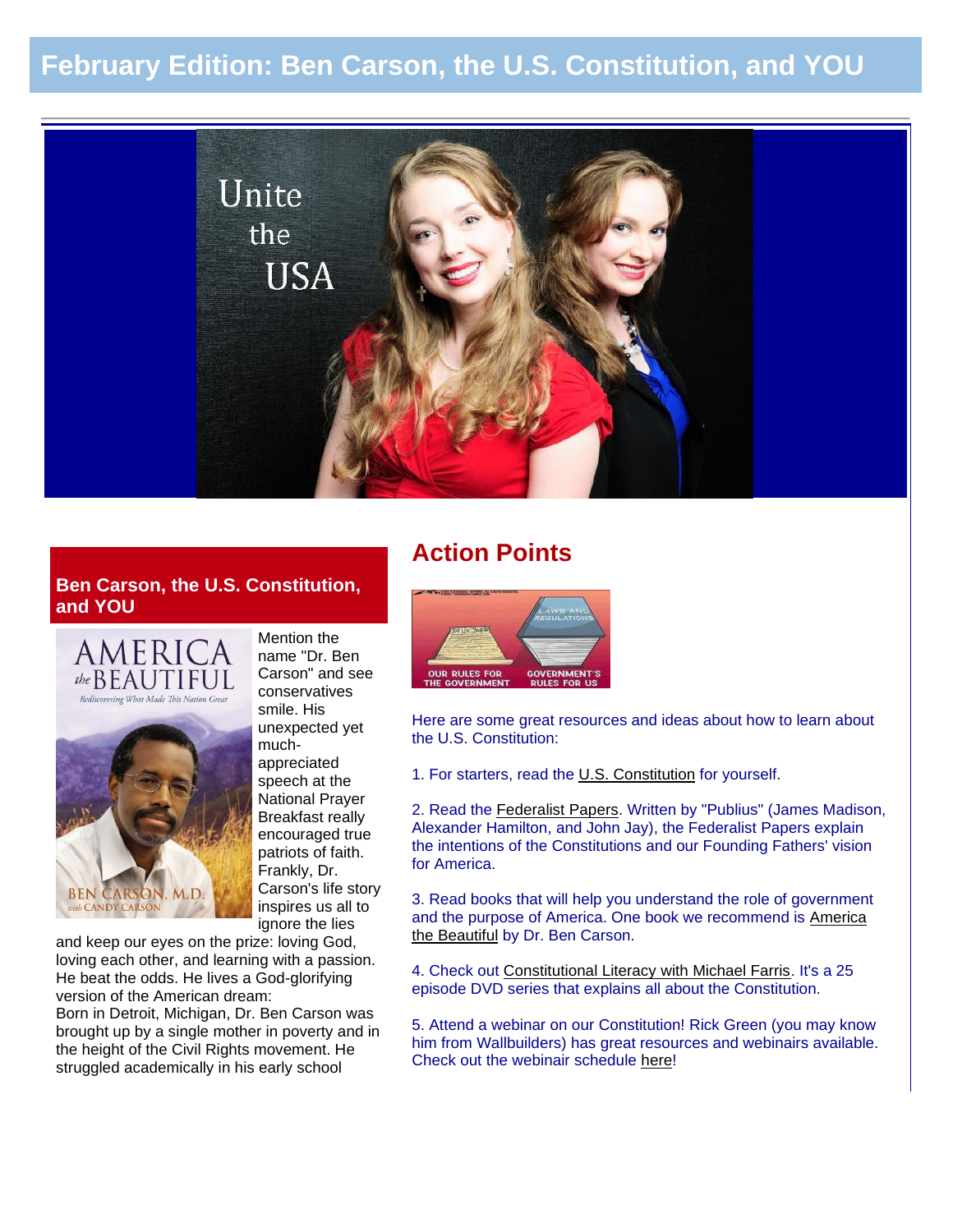# February Edition: Ben Carson, the U.S. Constitution, and YOU

## Ben Carson, the U.S. Constitution, and YOU

Mention the name "Dr. Ben Carson" and see conservatives smile. His unexpected yet much-appreciated speech at the National Prayer Breakfast really encouraged true patriots of faith. Frankly, Dr. Carson's life story inspires us all to ignore the lies and keep our eyes on the prize: loving God, loving each other, and learning with a passion. He beat the odds. He lives a God-glorifying version of the American dream:

Born in Detroit, Michigan, Dr. Ben Carson was brought up by a single mother in poverty and in the height of the Civil Rights movement. He struggled academically in his early school

## Action Points

Here are some great resources and ideas about how to learn about the U.S. Constitution:

1. For starters, read the U.S. Constitution for yourself.

2. Read the Federalist Papers. Written by "Publius" (James Madison, Alexander Hamilton, and John Jay), the Federalist Papers explain the intentions of the Constitutions and our Founding Fathers' vision for America.

3. Read books that will help you understand the role of government and the purpose of America. One book we recommend is America the Beautiful by Dr. Ben Carson.

4. Check out Constitutional Literacy with Michael Farris. It's a 25 episode DVD series that explains all about the Constitution.

5. Attend a webinar on our Constitution! Rick Green (you may know him from Wallbuilders) has great resources and webinairs available. Check out the webinair schedule here!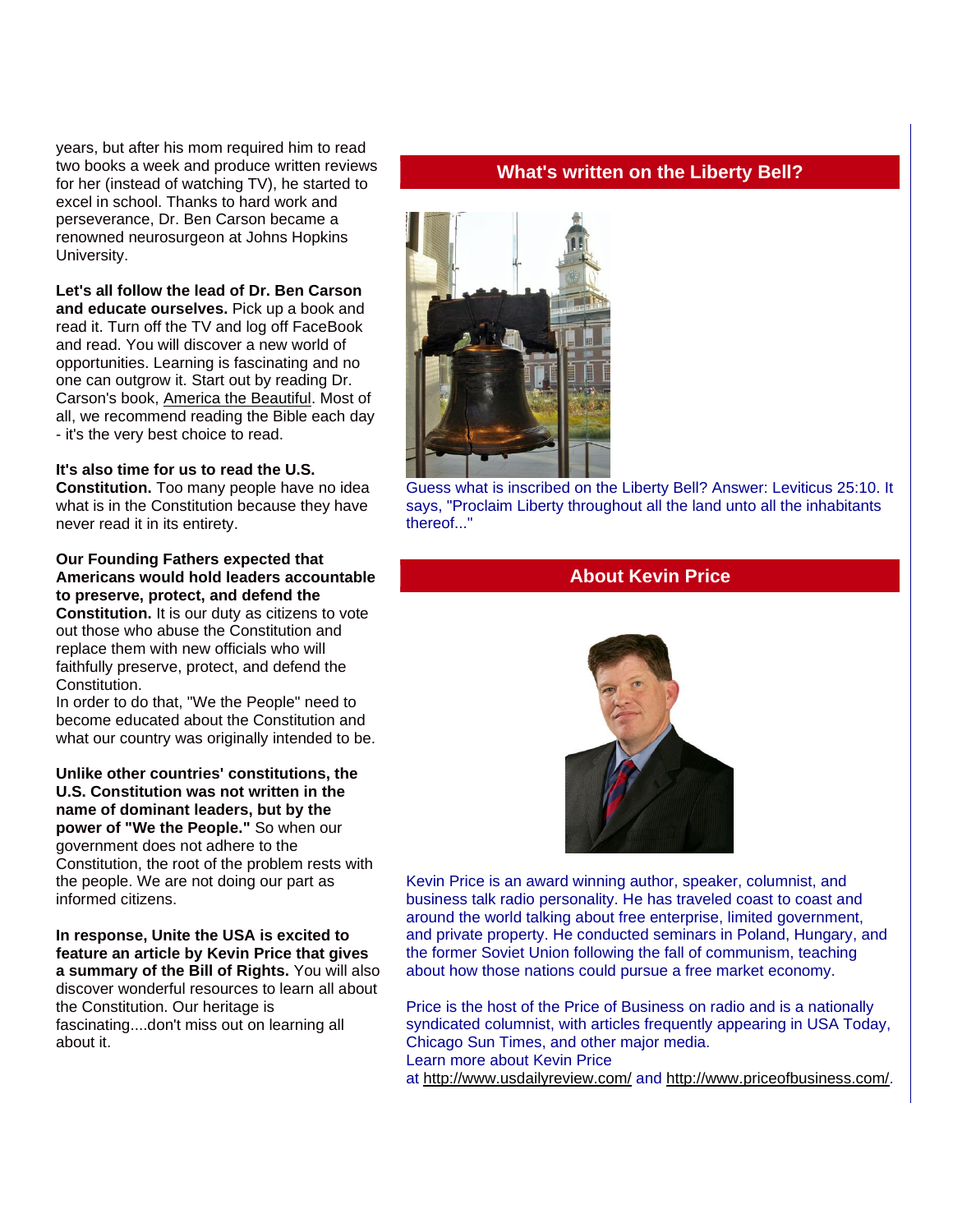years, but after his mom required him to read two books a week and produce written reviews for her (instead of watching TV), he started to excel in school. Thanks to hard work and perseverance, Dr. Ben Carson became a renowned neurosurgeon at Johns Hopkins University.

**Let's all follow the lead of Dr. Ben Carson and educate ourselves.** Pick up a book and read it. Turn off the TV and log off FaceBook and read. You will discover a new world of opportunities. Learning is fascinating and no one can outgrow it. Start out by reading Dr. Carson's book, America the Beautiful. Most of all, we recommend reading the Bible each day - it's the very best choice to read.

**It's also time for us to read the U.S. Constitution.** Too many people have no idea what is in the Constitution because they have never read it in its entirety.

**Our Founding Fathers expected that Americans would hold leaders accountable to preserve, protect, and defend the Constitution.** It is our duty as citizens to vote out those who abuse the Constitution and replace them with new officials who will faithfully preserve, protect, and defend the Constitution.
In order to do that, "We the People" need to become educated about the Constitution and what our country was originally intended to be.

**Unlike other countries' constitutions, the U.S. Constitution was not written in the name of dominant leaders, but by the power of "We the People."** So when our government does not adhere to the Constitution, the root of the problem rests with the people. We are not doing our part as informed citizens.

**In response, Unite the USA is excited to feature an article by Kevin Price that gives a summary of the Bill of Rights.** You will also discover wonderful resources to learn all about the Constitution. Our heritage is fascinating....don't miss out on learning all about it.

## What's written on the Liberty Bell?

Guess what is inscribed on the Liberty Bell? Answer: Leviticus 25:10. It says, "Proclaim Liberty throughout all the land unto all the inhabitants thereof..."

## About Kevin Price

Kevin Price is an award winning author, speaker, columnist, and business talk radio personality. He has traveled coast to coast and around the world talking about free enterprise, limited government, and private property. He conducted seminars in Poland, Hungary, and the former Soviet Union following the fall of communism, teaching about how those nations could pursue a free market economy.

Price is the host of the Price of Business on radio and is a nationally syndicated columnist, with articles frequently appearing in USA Today, Chicago Sun Times, and other major media.
Learn more about Kevin Price at http://www.usdailyreview.com/ and http://www.priceofbusiness.com/.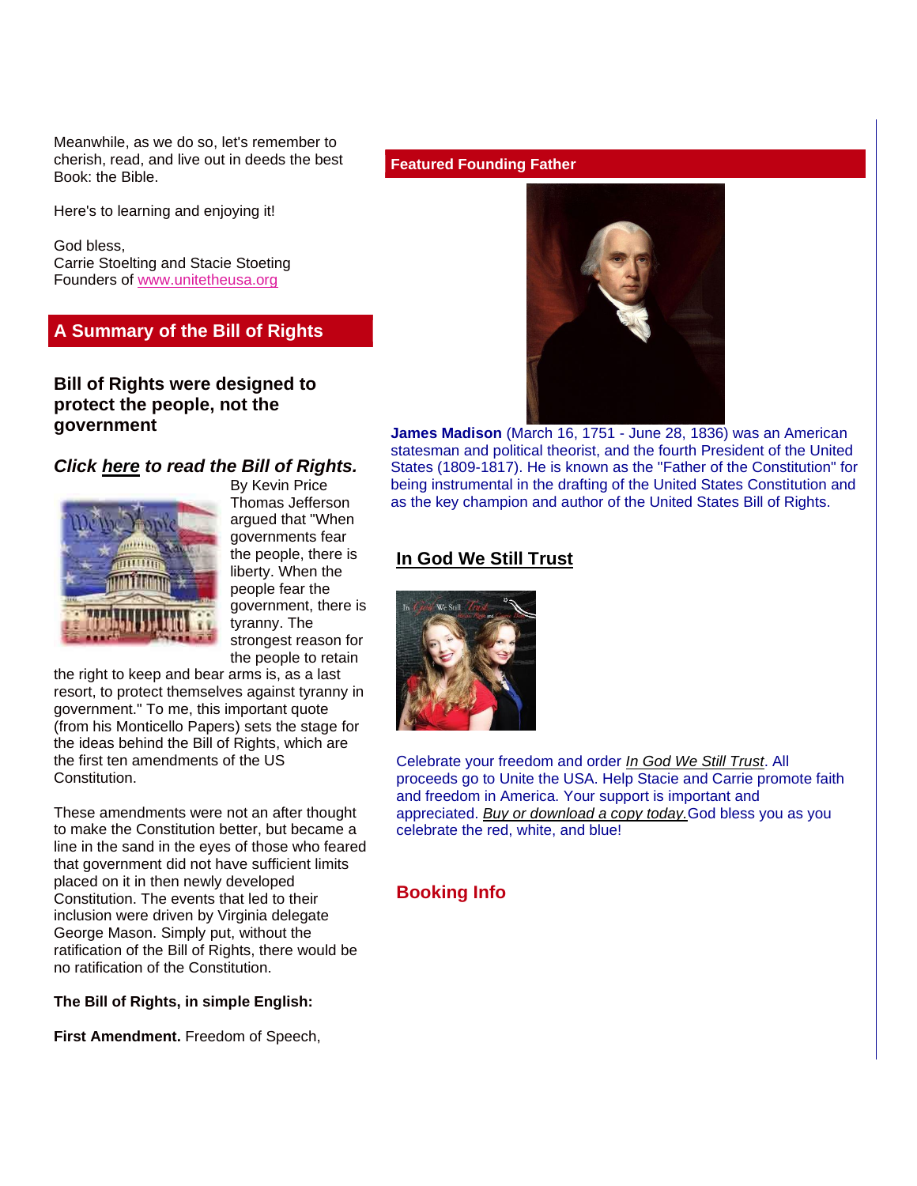Meanwhile, as we do so, let's remember to cherish, read, and live out in deeds the best Book: the Bible.

Here's to learning and enjoying it!

God bless,
Carrie Stoelting and Stacie Stoeting
Founders of www.unitetheusa.org

## A Summary of the Bill of Rights

### Bill of Rights were designed to protect the people, not the government

***Click here to read the Bill of Rights.***

By Kevin Price
Thomas Jefferson argued that "When governments fear the people, there is liberty. When the people fear the government, there is tyranny. The strongest reason for the people to retain the right to keep and bear arms is, as a last resort, to protect themselves against tyranny in government." To me, this important quote (from his Monticello Papers) sets the stage for the ideas behind the Bill of Rights, which are the first ten amendments of the US Constitution.

These amendments were not an after thought to make the Constitution better, but became a line in the sand in the eyes of those who feared that government did not have sufficient limits placed on it in then newly developed Constitution. The events that led to their inclusion were driven by Virginia delegate George Mason. Simply put, without the ratification of the Bill of Rights, there would be no ratification of the Constitution.

**The Bill of Rights, in simple English:**

**First Amendment.** Freedom of Speech,

## Featured Founding Father

**James Madison** (March 16, 1751 - June 28, 1836) was an American statesman and political theorist, and the fourth President of the United States (1809-1817). He is known as the "Father of the Constitution" for being instrumental in the drafting of the United States Constitution and as the key champion and author of the United States Bill of Rights.

## In God We Still Trust

Celebrate your freedom and order *In God We Still Trust*. All proceeds go to Unite the USA. Help Stacie and Carrie promote faith and freedom in America. Your support is important and appreciated. *Buy or download a copy today.* God bless you as you celebrate the red, white, and blue!

## Booking Info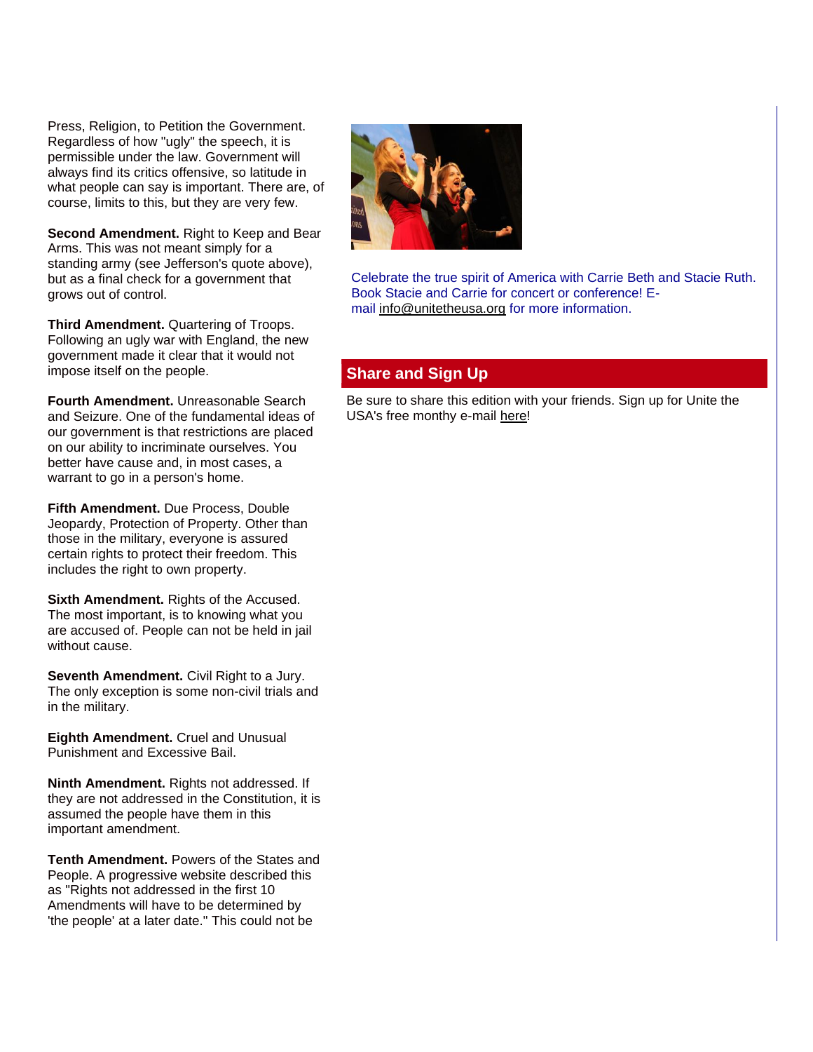Press, Religion, to Petition the Government. Regardless of how "ugly" the speech, it is permissible under the law. Government will always find its critics offensive, so latitude in what people can say is important. There are, of course, limits to this, but they are very few.

**Second Amendment.** Right to Keep and Bear Arms. This was not meant simply for a standing army (see Jefferson's quote above), but as a final check for a government that grows out of control.

**Third Amendment.** Quartering of Troops. Following an ugly war with England, the new government made it clear that it would not impose itself on the people.

**Fourth Amendment.** Unreasonable Search and Seizure. One of the fundamental ideas of our government is that restrictions are placed on our ability to incriminate ourselves. You better have cause and, in most cases, a warrant to go in a person's home.

**Fifth Amendment.** Due Process, Double Jeopardy, Protection of Property. Other than those in the military, everyone is assured certain rights to protect their freedom. This includes the right to own property.

**Sixth Amendment.** Rights of the Accused. The most important, is to knowing what you are accused of. People can not be held in jail without cause.

**Seventh Amendment.** Civil Right to a Jury. The only exception is some non-civil trials and in the military.

**Eighth Amendment.** Cruel and Unusual Punishment and Excessive Bail.

**Ninth Amendment.** Rights not addressed. If they are not addressed in the Constitution, it is assumed the people have them in this important amendment.

**Tenth Amendment.** Powers of the States and People. A progressive website described this as "Rights not addressed in the first 10 Amendments will have to be determined by 'the people' at a later date." This could not be

Celebrate the true spirit of America with Carrie Beth and Stacie Ruth. Book Stacie and Carrie for concert or conference! E-mail info@unitetheusa.org for more information.

## Share and Sign Up

Be sure to share this edition with your friends. Sign up for Unite the USA's free monthy e-mail here!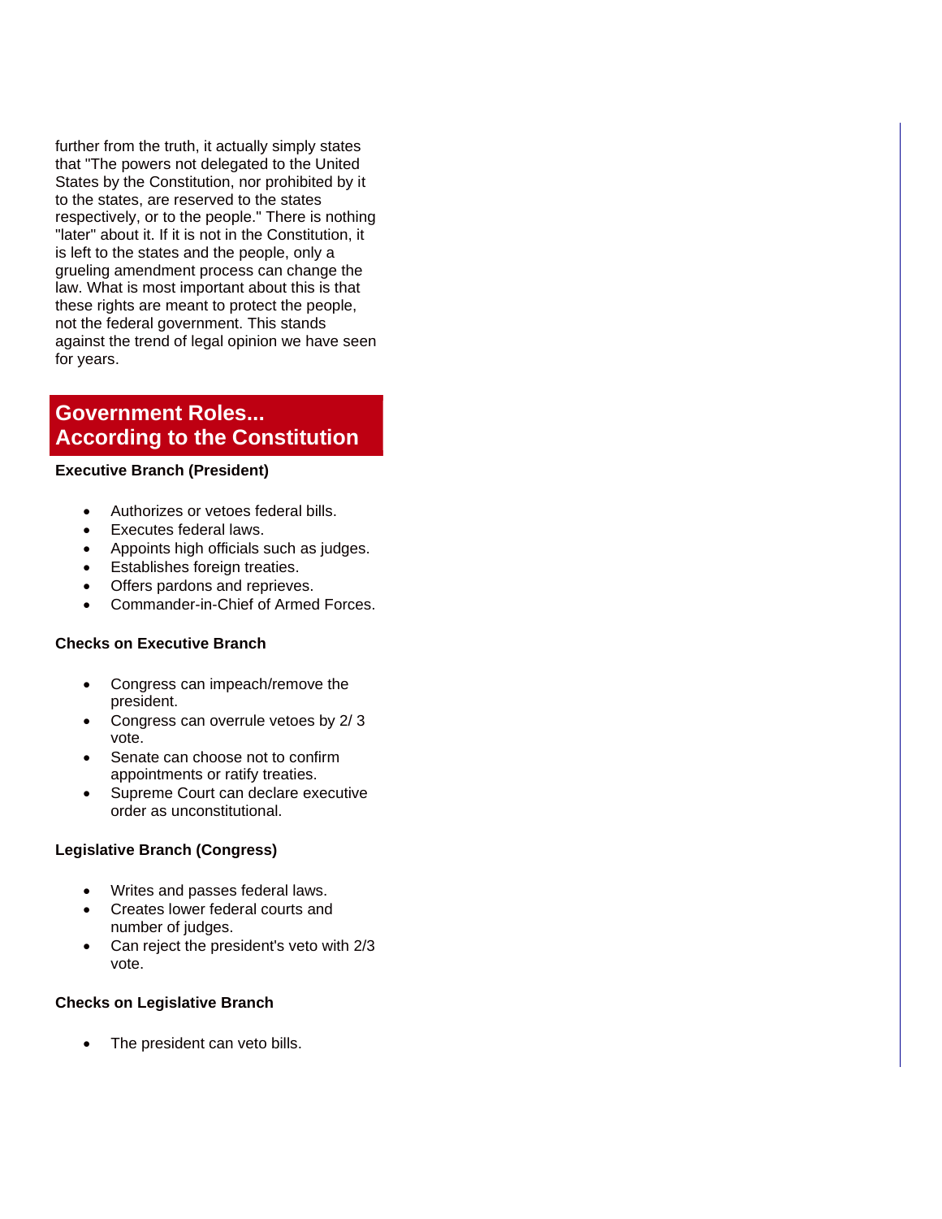further from the truth, it actually simply states that "The powers not delegated to the United States by the Constitution, nor prohibited by it to the states, are reserved to the states respectively, or to the people." There is nothing "later" about it. If it is not in the Constitution, it is left to the states and the people, only a grueling amendment process can change the law. What is most important about this is that these rights are meant to protect the people, not the federal government. This stands against the trend of legal opinion we have seen for years.

## Government Roles... According to the Constitution

**Executive Branch (President)**

- Authorizes or vetoes federal bills.
- Executes federal laws.
- Appoints high officials such as judges.
- Establishes foreign treaties.
- Offers pardons and reprieves.
- Commander-in-Chief of Armed Forces.

**Checks on Executive Branch**

- Congress can impeach/remove the president.
- Congress can overrule vetoes by 2/ 3 vote.
- Senate can choose not to confirm appointments or ratify treaties.
- Supreme Court can declare executive order as unconstitutional.

**Legislative Branch (Congress)**

- Writes and passes federal laws.
- Creates lower federal courts and number of judges.
- Can reject the president's veto with 2/3 vote.

**Checks on Legislative Branch**

- The president can veto bills.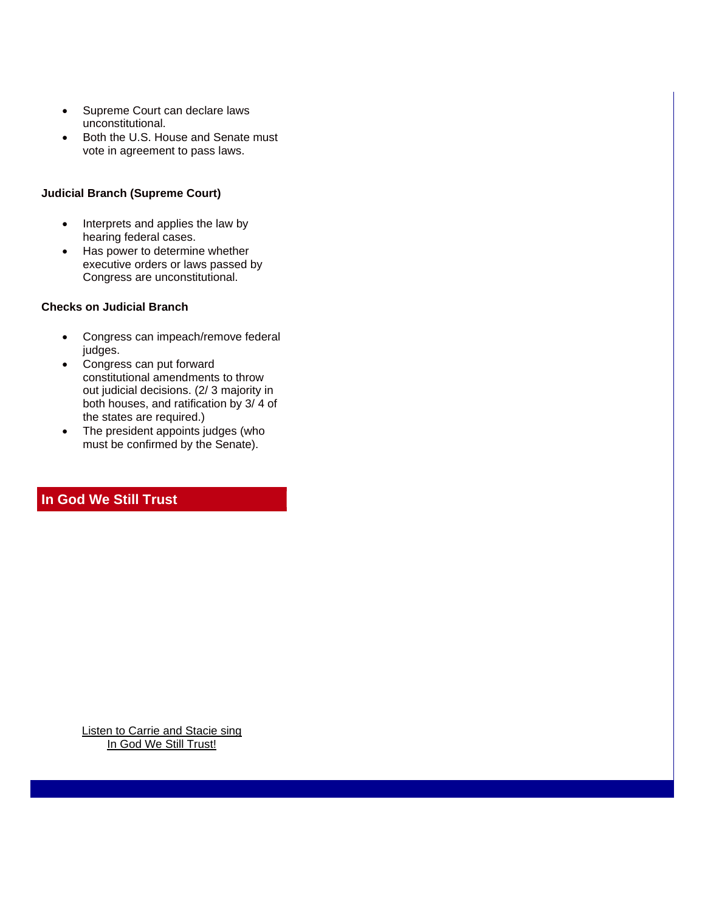- Supreme Court can declare laws unconstitutional.
- Both the U.S. House and Senate must vote in agreement to pass laws.

**Judicial Branch (Supreme Court)**

- Interprets and applies the law by hearing federal cases.
- Has power to determine whether executive orders or laws passed by Congress are unconstitutional.

**Checks on Judicial Branch**

- Congress can impeach/remove federal judges.
- Congress can put forward constitutional amendments to throw out judicial decisions. (2/ 3 majority in both houses, and ratification by 3/ 4 of the states are required.)
- The president appoints judges (who must be confirmed by the Senate).

## In God We Still Trust

Listen to Carrie and Stacie sing In God We Still Trust!